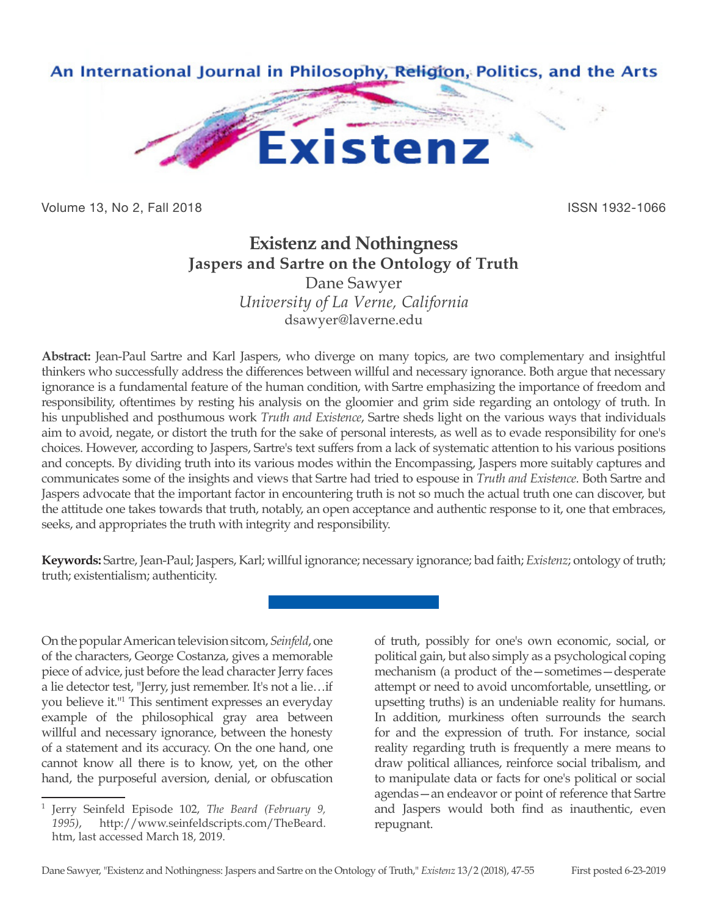# Existenz and Nothingness
## Jaspers and Sartre on the Ontology of Truth

Dane Sawyer
*University of La Verne, California*
dsawyer@laverne.edu

**Abstract:** Jean-Paul Sartre and Karl Jaspers, who diverge on many topics, are two complementary and insightful thinkers who successfully address the differences between willful and necessary ignorance. Both argue that necessary ignorance is a fundamental feature of the human condition, with Sartre emphasizing the importance of freedom and responsibility, oftentimes by resting his analysis on the gloomier and grim side regarding an ontology of truth. In his unpublished and posthumous work *Truth and Existence*, Sartre sheds light on the various ways that individuals aim to avoid, negate, or distort the truth for the sake of personal interests, as well as to evade responsibility for one's choices. However, according to Jaspers, Sartre's text suffers from a lack of systematic attention to his various positions and concepts. By dividing truth into its various modes within the Encompassing, Jaspers more suitably captures and communicates some of the insights and views that Sartre had tried to espouse in *Truth and Existence*. Both Sartre and Jaspers advocate that the important factor in encountering truth is not so much the actual truth one can discover, but the attitude one takes towards that truth, notably, an open acceptance and authentic response to it, one that embraces, seeks, and appropriates the truth with integrity and responsibility.

**Keywords:** Sartre, Jean-Paul; Jaspers, Karl; willful ignorance; necessary ignorance; bad faith; *Existenz*; ontology of truth; truth; existentialism; authenticity.

On the popular American television sitcom, *Seinfeld*, one of the characters, George Costanza, gives a memorable piece of advice, just before the lead character Jerry faces a lie detector test, "Jerry, just remember. It's not a lie…if you believe it."[1] This sentiment expresses an everyday example of the philosophical gray area between willful and necessary ignorance, between the honesty of a statement and its accuracy. On the one hand, one cannot know all there is to know, yet, on the other hand, the purposeful aversion, denial, or obfuscation of truth, possibly for one's own economic, social, or political gain, but also simply as a psychological coping mechanism (a product of the—sometimes—desperate attempt or need to avoid uncomfortable, unsettling, or upsetting truths) is an undeniable reality for humans. In addition, murkiness often surrounds the search for and the expression of truth. For instance, social reality regarding truth is frequently a mere means to draw political alliances, reinforce social tribalism, and to manipulate data or facts for one's political or social agendas—an endeavor or point of reference that Sartre and Jaspers would both find as inauthentic, even repugnant.

[1] Jerry Seinfeld Episode 102, *The Beard (February 9, 1995)*, http://www.seinfeldscripts.com/TheBeard.htm, last accessed March 18, 2019.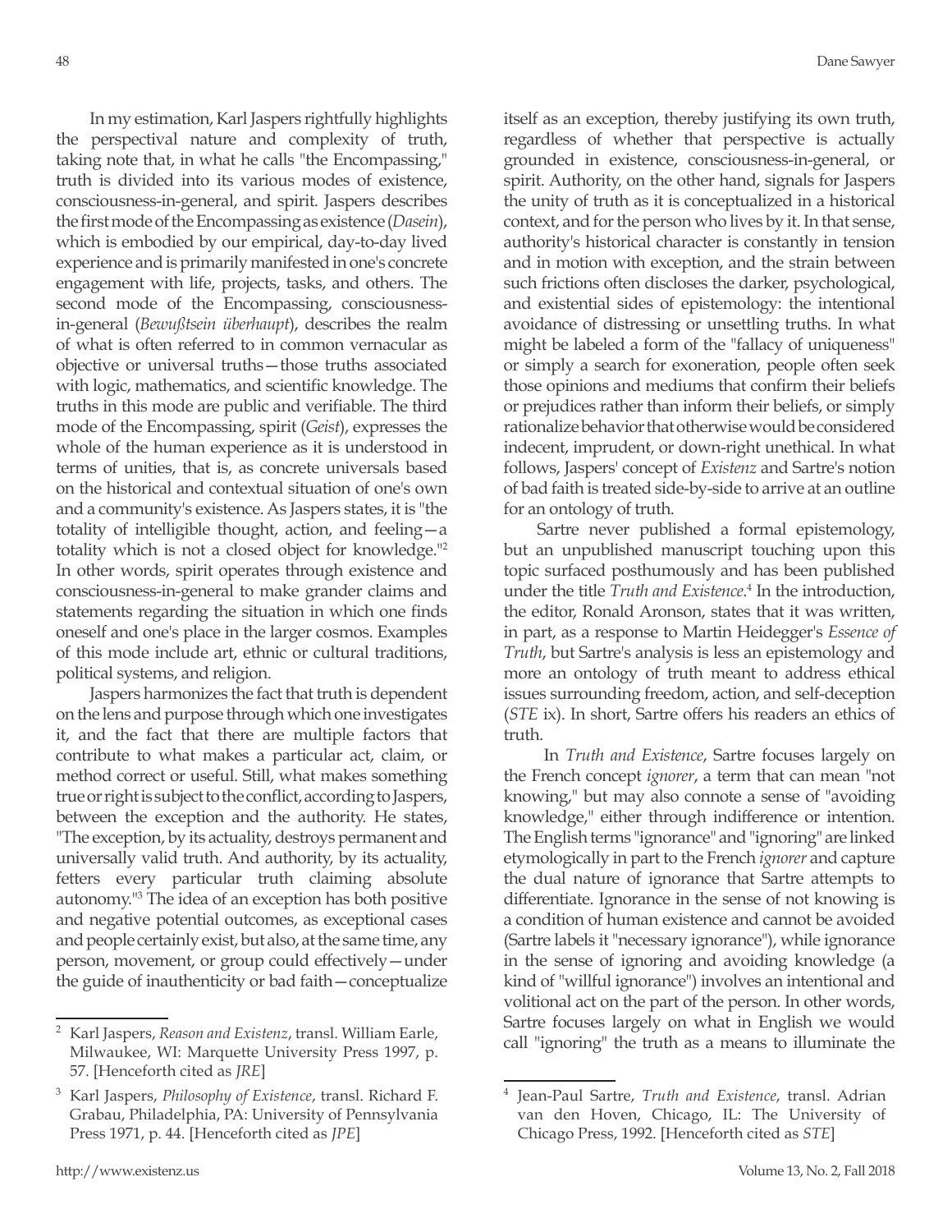In my estimation, Karl Jaspers rightfully highlights the perspectival nature and complexity of truth, taking note that, in what he calls "the Encompassing," truth is divided into its various modes of existence, consciousness-in-general, and spirit. Jaspers describes the first mode of the Encompassing as existence (*Dasein*), which is embodied by our empirical, day-to-day lived experience and is primarily manifested in one's concrete engagement with life, projects, tasks, and others. The second mode of the Encompassing, consciousness-in-general (*Bewußtsein überhaupt*), describes the realm of what is often referred to in common vernacular as objective or universal truths—those truths associated with logic, mathematics, and scientific knowledge. The truths in this mode are public and verifiable. The third mode of the Encompassing, spirit (*Geist*), expresses the whole of the human experience as it is understood in terms of unities, that is, as concrete universals based on the historical and contextual situation of one's own and a community's existence. As Jaspers states, it is "the totality of intelligible thought, action, and feeling—a totality which is not a closed object for knowledge."[2] In other words, spirit operates through existence and consciousness-in-general to make grander claims and statements regarding the situation in which one finds oneself and one's place in the larger cosmos. Examples of this mode include art, ethnic or cultural traditions, political systems, and religion.

Jaspers harmonizes the fact that truth is dependent on the lens and purpose through which one investigates it, and the fact that there are multiple factors that contribute to what makes a particular act, claim, or method correct or useful. Still, what makes something true or right is subject to the conflict, according to Jaspers, between the exception and the authority. He states, "The exception, by its actuality, destroys permanent and universally valid truth. And authority, by its actuality, fetters every particular truth claiming absolute autonomy."[3] The idea of an exception has both positive and negative potential outcomes, as exceptional cases and people certainly exist, but also, at the same time, any person, movement, or group could effectively—under the guide of inauthenticity or bad faith—conceptualize itself as an exception, thereby justifying its own truth, regardless of whether that perspective is actually grounded in existence, consciousness-in-general, or spirit. Authority, on the other hand, signals for Jaspers the unity of truth as it is conceptualized in a historical context, and for the person who lives by it. In that sense, authority's historical character is constantly in tension and in motion with exception, and the strain between such frictions often discloses the darker, psychological, and existential sides of epistemology: the intentional avoidance of distressing or unsettling truths. In what might be labeled a form of the "fallacy of uniqueness" or simply a search for exoneration, people often seek those opinions and mediums that confirm their beliefs or prejudices rather than inform their beliefs, or simply rationalize behavior that otherwise would be considered indecent, imprudent, or down-right unethical. In what follows, Jaspers' concept of *Existenz* and Sartre's notion of bad faith is treated side-by-side to arrive at an outline for an ontology of truth.

Sartre never published a formal epistemology, but an unpublished manuscript touching upon this topic surfaced posthumously and has been published under the title *Truth and Existence*.[4] In the introduction, the editor, Ronald Aronson, states that it was written, in part, as a response to Martin Heidegger's *Essence of Truth*, but Sartre's analysis is less an epistemology and more an ontology of truth meant to address ethical issues surrounding freedom, action, and self-deception (*STE* ix). In short, Sartre offers his readers an ethics of truth.

In *Truth and Existence*, Sartre focuses largely on the French concept *ignorer*, a term that can mean "not knowing," but may also connote a sense of "avoiding knowledge," either through indifference or intention. The English terms "ignorance" and "ignoring" are linked etymologically in part to the French *ignorer* and capture the dual nature of ignorance that Sartre attempts to differentiate. Ignorance in the sense of not knowing is a condition of human existence and cannot be avoided (Sartre labels it "necessary ignorance"), while ignorance in the sense of ignoring and avoiding knowledge (a kind of "willful ignorance") involves an intentional and volitional act on the part of the person. In other words, Sartre focuses largely on what in English we would call "ignoring" the truth as a means to illuminate the

---

[2] Karl Jaspers, *Reason and Existenz*, transl. William Earle, Milwaukee, WI: Marquette University Press 1997, p. 57. [Henceforth cited as *JRE*]

[3] Karl Jaspers, *Philosophy of Existence*, transl. Richard F. Grabau, Philadelphia, PA: University of Pennsylvania Press 1971, p. 44. [Henceforth cited as *JPE*]

[4] Jean-Paul Sartre, *Truth and Existence*, transl. Adrian van den Hoven, Chicago, IL: The University of Chicago Press, 1992. [Henceforth cited as *STE*]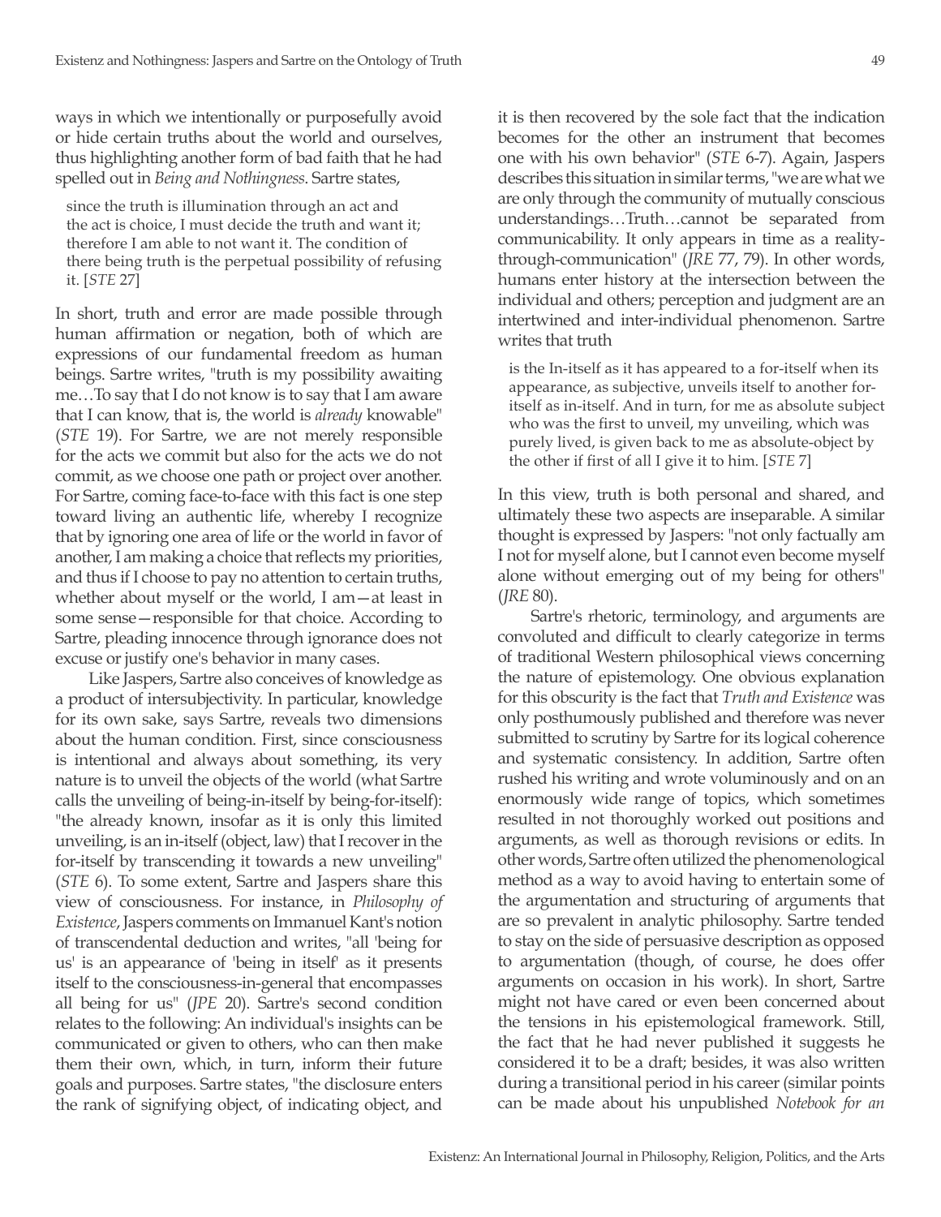ways in which we intentionally or purposefully avoid or hide certain truths about the world and ourselves, thus highlighting another form of bad faith that he had spelled out in *Being and Nothingness*. Sartre states,

> since the truth is illumination through an act and the act is choice, I must decide the truth and want it; therefore I am able to not want it. The condition of there being truth is the perpetual possibility of refusing it. [*STE* 27]

In short, truth and error are made possible through human affirmation or negation, both of which are expressions of our fundamental freedom as human beings. Sartre writes, "truth is my possibility awaiting me…To say that I do not know is to say that I am aware that I can know, that is, the world is *already* knowable" (*STE* 19). For Sartre, we are not merely responsible for the acts we commit but also for the acts we do not commit, as we choose one path or project over another. For Sartre, coming face-to-face with this fact is one step toward living an authentic life, whereby I recognize that by ignoring one area of life or the world in favor of another, I am making a choice that reflects my priorities, and thus if I choose to pay no attention to certain truths, whether about myself or the world, I am—at least in some sense—responsible for that choice. According to Sartre, pleading innocence through ignorance does not excuse or justify one's behavior in many cases.

Like Jaspers, Sartre also conceives of knowledge as a product of intersubjectivity. In particular, knowledge for its own sake, says Sartre, reveals two dimensions about the human condition. First, since consciousness is intentional and always about something, its very nature is to unveil the objects of the world (what Sartre calls the unveiling of being-in-itself by being-for-itself): "the already known, insofar as it is only this limited unveiling, is an in-itself (object, law) that I recover in the for-itself by transcending it towards a new unveiling" (*STE* 6). To some extent, Sartre and Jaspers share this view of consciousness. For instance, in *Philosophy of Existence*, Jaspers comments on Immanuel Kant's notion of transcendental deduction and writes, "all 'being for us' is an appearance of 'being in itself' as it presents itself to the consciousness-in-general that encompasses all being for us" (*JPE* 20). Sartre's second condition relates to the following: An individual's insights can be communicated or given to others, who can then make them their own, which, in turn, inform their future goals and purposes. Sartre states, "the disclosure enters the rank of signifying object, of indicating object, and it is then recovered by the sole fact that the indication becomes for the other an instrument that becomes one with his own behavior" (*STE* 6-7). Again, Jaspers describes this situation in similar terms, "we are what we are only through the community of mutually conscious understandings…Truth…cannot be separated from communicability. It only appears in time as a reality-through-communication" (*JRE* 77, 79). In other words, humans enter history at the intersection between the individual and others; perception and judgment are an intertwined and inter-individual phenomenon. Sartre writes that truth

> is the In-itself as it has appeared to a for-itself when its appearance, as subjective, unveils itself to another for-itself as in-itself. And in turn, for me as absolute subject who was the first to unveil, my unveiling, which was purely lived, is given back to me as absolute-object by the other if first of all I give it to him. [*STE* 7]

In this view, truth is both personal and shared, and ultimately these two aspects are inseparable. A similar thought is expressed by Jaspers: "not only factually am I not for myself alone, but I cannot even become myself alone without emerging out of my being for others" (*JRE* 80).

Sartre's rhetoric, terminology, and arguments are convoluted and difficult to clearly categorize in terms of traditional Western philosophical views concerning the nature of epistemology. One obvious explanation for this obscurity is the fact that *Truth and Existence* was only posthumously published and therefore was never submitted to scrutiny by Sartre for its logical coherence and systematic consistency. In addition, Sartre often rushed his writing and wrote voluminously and on an enormously wide range of topics, which sometimes resulted in not thoroughly worked out positions and arguments, as well as thorough revisions or edits. In other words, Sartre often utilized the phenomenological method as a way to avoid having to entertain some of the argumentation and structuring of arguments that are so prevalent in analytic philosophy. Sartre tended to stay on the side of persuasive description as opposed to argumentation (though, of course, he does offer arguments on occasion in his work). In short, Sartre might not have cared or even been concerned about the tensions in his epistemological framework. Still, the fact that he had never published it suggests he considered it to be a draft; besides, it was also written during a transitional period in his career (similar points can be made about his unpublished *Notebook for an*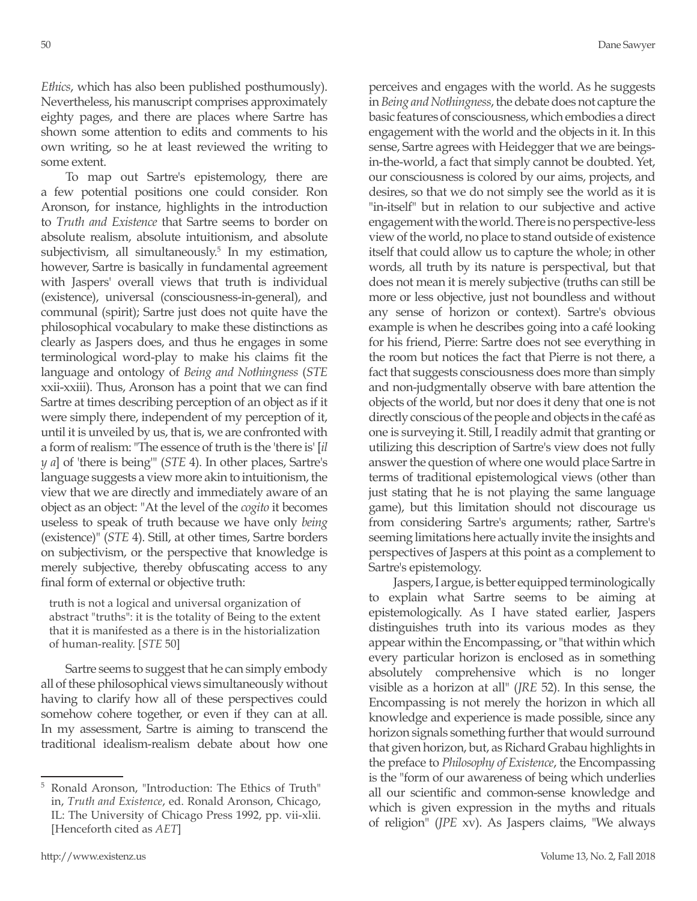*Ethics*, which has also been published posthumously). Nevertheless, his manuscript comprises approximately eighty pages, and there are places where Sartre has shown some attention to edits and comments to his own writing, so he at least reviewed the writing to some extent.

To map out Sartre's epistemology, there are a few potential positions one could consider. Ron Aronson, for instance, highlights in the introduction to *Truth and Existence* that Sartre seems to border on absolute realism, absolute intuitionism, and absolute subjectivism, all simultaneously.[5] In my estimation, however, Sartre is basically in fundamental agreement with Jaspers' overall views that truth is individual (existence), universal (consciousness-in-general), and communal (spirit); Sartre just does not quite have the philosophical vocabulary to make these distinctions as clearly as Jaspers does, and thus he engages in some terminological word-play to make his claims fit the language and ontology of *Being and Nothingness* (*STE* xxii-xxiii). Thus, Aronson has a point that we can find Sartre at times describing perception of an object as if it were simply there, independent of my perception of it, until it is unveiled by us, that is, we are confronted with a form of realism: "The essence of truth is the 'there is' [*il y a*] of 'there is being'" (*STE* 4). In other places, Sartre's language suggests a view more akin to intuitionism, the view that we are directly and immediately aware of an object as an object: "At the level of the *cogito* it becomes useless to speak of truth because we have only *being* (existence)" (*STE* 4). Still, at other times, Sartre borders on subjectivism, or the perspective that knowledge is merely subjective, thereby obfuscating access to any final form of external or objective truth:

> truth is not a logical and universal organization of abstract "truths": it is the totality of Being to the extent that it is manifested as a there is in the historialization of human-reality. [*STE* 50]

Sartre seems to suggest that he can simply embody all of these philosophical views simultaneously without having to clarify how all of these perspectives could somehow cohere together, or even if they can at all. In my assessment, Sartre is aiming to transcend the traditional idealism-realism debate about how one perceives and engages with the world. As he suggests in *Being and Nothingness*, the debate does not capture the basic features of consciousness, which embodies a direct engagement with the world and the objects in it. In this sense, Sartre agrees with Heidegger that we are beings-in-the-world, a fact that simply cannot be doubted. Yet, our consciousness is colored by our aims, projects, and desires, so that we do not simply see the world as it is "in-itself" but in relation to our subjective and active engagement with the world. There is no perspective-less view of the world, no place to stand outside of existence itself that could allow us to capture the whole; in other words, all truth by its nature is perspectival, but that does not mean it is merely subjective (truths can still be more or less objective, just not boundless and without any sense of horizon or context). Sartre's obvious example is when he describes going into a café looking for his friend, Pierre: Sartre does not see everything in the room but notices the fact that Pierre is not there, a fact that suggests consciousness does more than simply and non-judgmentally observe with bare attention the objects of the world, but nor does it deny that one is not directly conscious of the people and objects in the café as one is surveying it. Still, I readily admit that granting or utilizing this description of Sartre's view does not fully answer the question of where one would place Sartre in terms of traditional epistemological views (other than just stating that he is not playing the same language game), but this limitation should not discourage us from considering Sartre's arguments; rather, Sartre's seeming limitations here actually invite the insights and perspectives of Jaspers at this point as a complement to Sartre's epistemology.

Jaspers, I argue, is better equipped terminologically to explain what Sartre seems to be aiming at epistemologically. As I have stated earlier, Jaspers distinguishes truth into its various modes as they appear within the Encompassing, or "that within which every particular horizon is enclosed as in something absolutely comprehensive which is no longer visible as a horizon at all" (*JRE* 52). In this sense, the Encompassing is not merely the horizon in which all knowledge and experience is made possible, since any horizon signals something further that would surround that given horizon, but, as Richard Grabau highlights in the preface to *Philosophy of Existence*, the Encompassing is the "form of our awareness of being which underlies all our scientific and common-sense knowledge and which is given expression in the myths and rituals of religion" (*JPE* xv). As Jaspers claims, "We always

---

[5] Ronald Aronson, "Introduction: The Ethics of Truth" in, *Truth and Existence*, ed. Ronald Aronson, Chicago, IL: The University of Chicago Press 1992, pp. vii-xlii. [Henceforth cited as *AET*]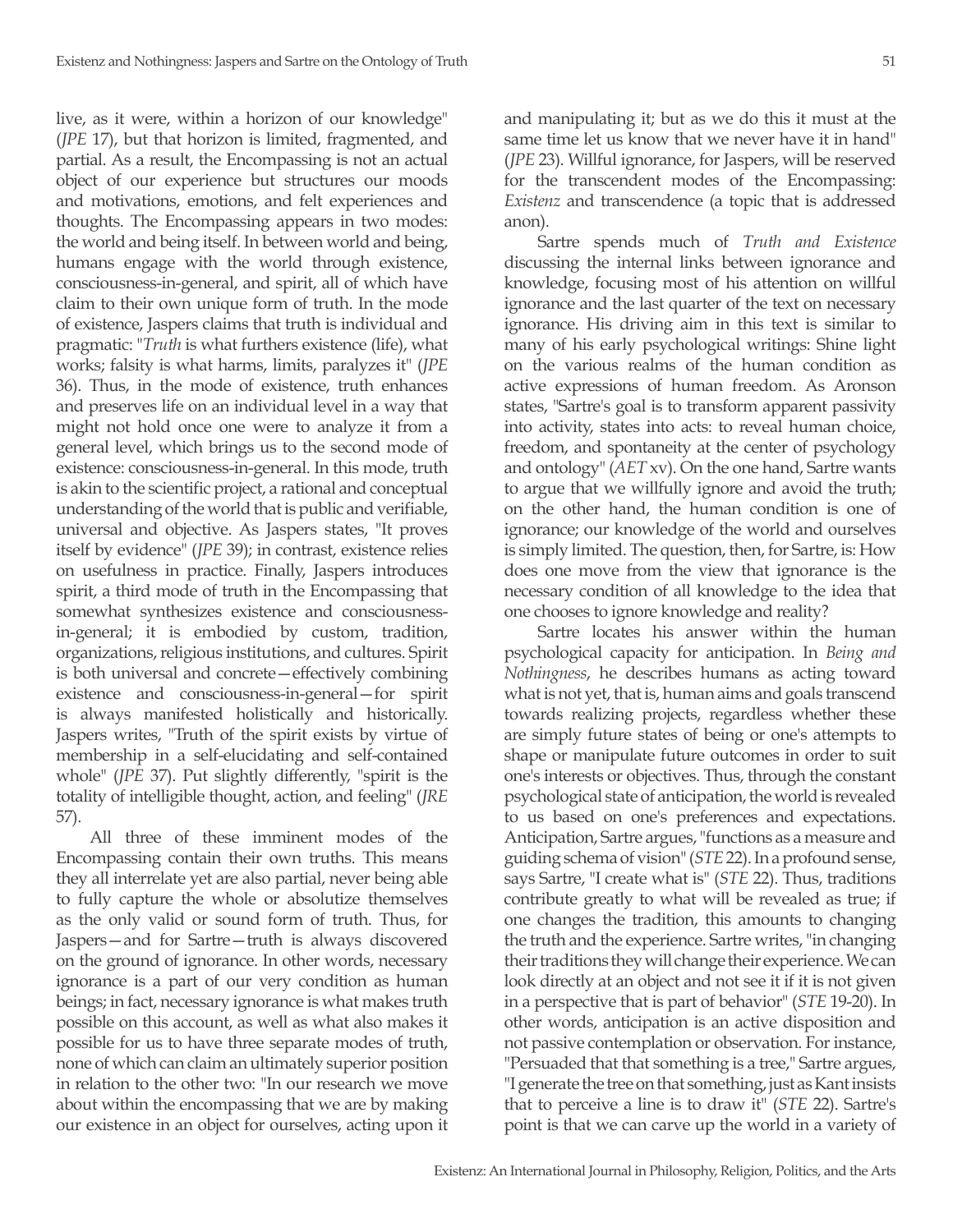live, as it were, within a horizon of our knowledge" (*JPE* 17), but that horizon is limited, fragmented, and partial. As a result, the Encompassing is not an actual object of our experience but structures our moods and motivations, emotions, and felt experiences and thoughts. The Encompassing appears in two modes: the world and being itself. In between world and being, humans engage with the world through existence, consciousness-in-general, and spirit, all of which have claim to their own unique form of truth. In the mode of existence, Jaspers claims that truth is individual and pragmatic: "*Truth* is what furthers existence (life), what works; falsity is what harms, limits, paralyzes it" (*JPE* 36). Thus, in the mode of existence, truth enhances and preserves life on an individual level in a way that might not hold once one were to analyze it from a general level, which brings us to the second mode of existence: consciousness-in-general. In this mode, truth is akin to the scientific project, a rational and conceptual understanding of the world that is public and verifiable, universal and objective. As Jaspers states, "It proves itself by evidence" (*JPE* 39); in contrast, existence relies on usefulness in practice. Finally, Jaspers introduces spirit, a third mode of truth in the Encompassing that somewhat synthesizes existence and consciousness-in-general; it is embodied by custom, tradition, organizations, religious institutions, and cultures. Spirit is both universal and concrete—effectively combining existence and consciousness-in-general—for spirit is always manifested holistically and historically. Jaspers writes, "Truth of the spirit exists by virtue of membership in a self-elucidating and self-contained whole" (*JPE* 37). Put slightly differently, "spirit is the totality of intelligible thought, action, and feeling" (*JRE* 57).

All three of these imminent modes of the Encompassing contain their own truths. This means they all interrelate yet are also partial, never being able to fully capture the whole or absolutize themselves as the only valid or sound form of truth. Thus, for Jaspers—and for Sartre—truth is always discovered on the ground of ignorance. In other words, necessary ignorance is a part of our very condition as human beings; in fact, necessary ignorance is what makes truth possible on this account, as well as what also makes it possible for us to have three separate modes of truth, none of which can claim an ultimately superior position in relation to the other two: "In our research we move about within the encompassing that we are by making our existence in an object for ourselves, acting upon it and manipulating it; but as we do this it must at the same time let us know that we never have it in hand" (*JPE* 23). Willful ignorance, for Jaspers, will be reserved for the transcendent modes of the Encompassing: *Existenz* and transcendence (a topic that is addressed anon).

Sartre spends much of *Truth and Existence* discussing the internal links between ignorance and knowledge, focusing most of his attention on willful ignorance and the last quarter of the text on necessary ignorance. His driving aim in this text is similar to many of his early psychological writings: Shine light on the various realms of the human condition as active expressions of human freedom. As Aronson states, "Sartre's goal is to transform apparent passivity into activity, states into acts: to reveal human choice, freedom, and spontaneity at the center of psychology and ontology" (*AET* xv). On the one hand, Sartre wants to argue that we willfully ignore and avoid the truth; on the other hand, the human condition is one of ignorance; our knowledge of the world and ourselves is simply limited. The question, then, for Sartre, is: How does one move from the view that ignorance is the necessary condition of all knowledge to the idea that one chooses to ignore knowledge and reality?

Sartre locates his answer within the human psychological capacity for anticipation. In *Being and Nothingness*, he describes humans as acting toward what is not yet, that is, human aims and goals transcend towards realizing projects, regardless whether these are simply future states of being or one's attempts to shape or manipulate future outcomes in order to suit one's interests or objectives. Thus, through the constant psychological state of anticipation, the world is revealed to us based on one's preferences and expectations. Anticipation, Sartre argues, "functions as a measure and guiding schema of vision" (*STE* 22). In a profound sense, says Sartre, "I create what is" (*STE* 22). Thus, traditions contribute greatly to what will be revealed as true; if one changes the tradition, this amounts to changing the truth and the experience. Sartre writes, "in changing their traditions they will change their experience. We can look directly at an object and not see it if it is not given in a perspective that is part of behavior" (*STE* 19-20). In other words, anticipation is an active disposition and not passive contemplation or observation. For instance, "Persuaded that that something is a tree," Sartre argues, "I generate the tree on that something, just as Kant insists that to perceive a line is to draw it" (*STE* 22). Sartre's point is that we can carve up the world in a variety of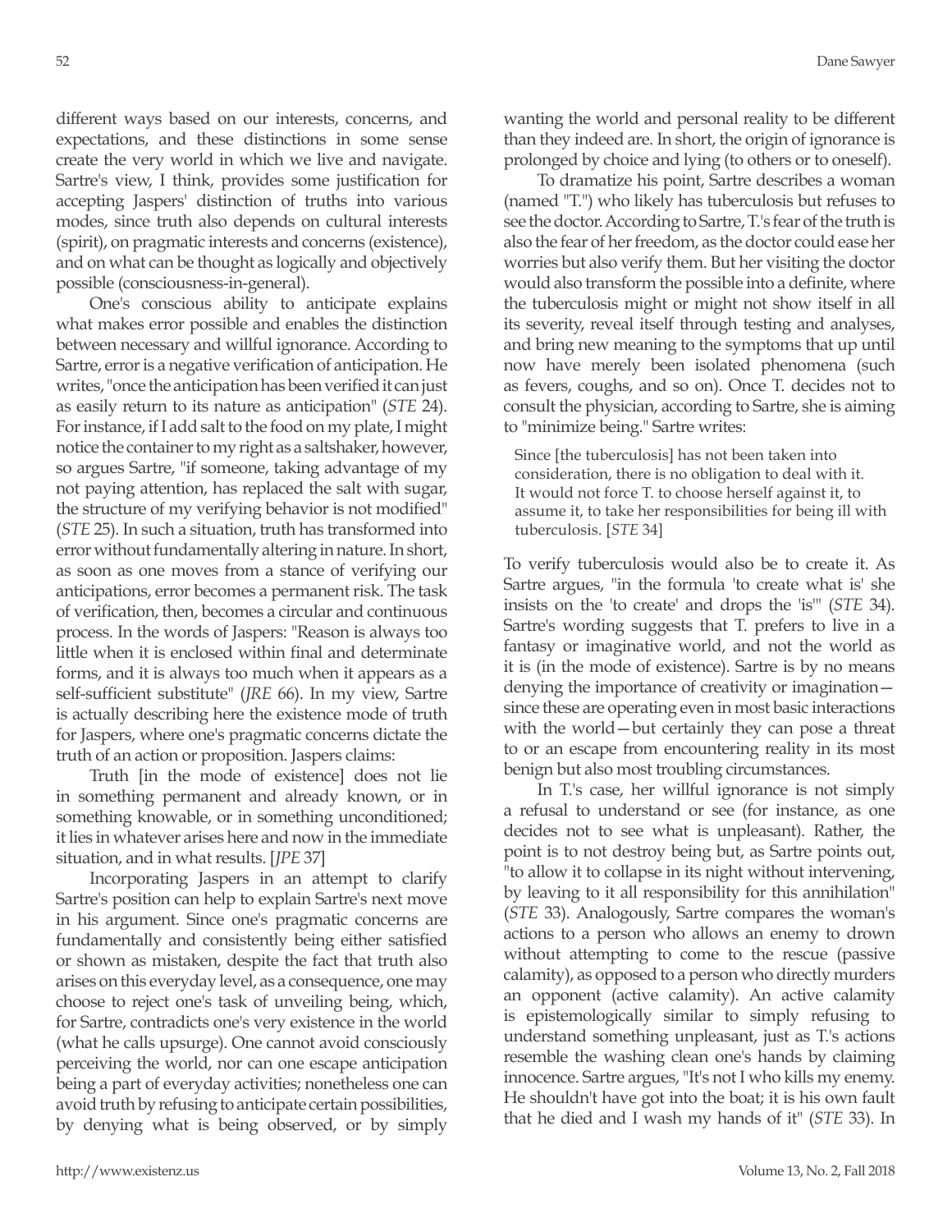different ways based on our interests, concerns, and expectations, and these distinctions in some sense create the very world in which we live and navigate. Sartre's view, I think, provides some justification for accepting Jaspers' distinction of truths into various modes, since truth also depends on cultural interests (spirit), on pragmatic interests and concerns (existence), and on what can be thought as logically and objectively possible (consciousness-in-general).

One's conscious ability to anticipate explains what makes error possible and enables the distinction between necessary and willful ignorance. According to Sartre, error is a negative verification of anticipation. He writes, "once the anticipation has been verified it can just as easily return to its nature as anticipation" (*STE* 24). For instance, if I add salt to the food on my plate, I might notice the container to my right as a saltshaker, however, so argues Sartre, "if someone, taking advantage of my not paying attention, has replaced the salt with sugar, the structure of my verifying behavior is not modified" (*STE* 25). In such a situation, truth has transformed into error without fundamentally altering in nature. In short, as soon as one moves from a stance of verifying our anticipations, error becomes a permanent risk. The task of verification, then, becomes a circular and continuous process. In the words of Jaspers: "Reason is always too little when it is enclosed within final and determinate forms, and it is always too much when it appears as a self-sufficient substitute" (*JRE* 66). In my view, Sartre is actually describing here the existence mode of truth for Jaspers, where one's pragmatic concerns dictate the truth of an action or proposition. Jaspers claims:

> Truth [in the mode of existence] does not lie in something permanent and already known, or in something knowable, or in something unconditioned; it lies in whatever arises here and now in the immediate situation, and in what results. [*JPE* 37]

Incorporating Jaspers in an attempt to clarify Sartre's position can help to explain Sartre's next move in his argument. Since one's pragmatic concerns are fundamentally and consistently being either satisfied or shown as mistaken, despite the fact that truth also arises on this everyday level, as a consequence, one may choose to reject one's task of unveiling being, which, for Sartre, contradicts one's very existence in the world (what he calls upsurge). One cannot avoid consciously perceiving the world, nor can one escape anticipation being a part of everyday activities; nonetheless one can avoid truth by refusing to anticipate certain possibilities, by denying what is being observed, or by simply wanting the world and personal reality to be different than they indeed are. In short, the origin of ignorance is prolonged by choice and lying (to others or to oneself).

To dramatize his point, Sartre describes a woman (named "T.") who likely has tuberculosis but refuses to see the doctor. According to Sartre, T.'s fear of the truth is also the fear of her freedom, as the doctor could ease her worries but also verify them. But her visiting the doctor would also transform the possible into a definite, where the tuberculosis might or might not show itself in all its severity, reveal itself through testing and analyses, and bring new meaning to the symptoms that up until now have merely been isolated phenomena (such as fevers, coughs, and so on). Once T. decides not to consult the physician, according to Sartre, she is aiming to "minimize being." Sartre writes:

> Since [the tuberculosis] has not been taken into consideration, there is no obligation to deal with it. It would not force T. to choose herself against it, to assume it, to take her responsibilities for being ill with tuberculosis. [*STE* 34]

To verify tuberculosis would also be to create it. As Sartre argues, "in the formula 'to create what is' she insists on the 'to create' and drops the 'is'" (*STE* 34). Sartre's wording suggests that T. prefers to live in a fantasy or imaginative world, and not the world as it is (in the mode of existence). Sartre is by no means denying the importance of creativity or imagination—since these are operating even in most basic interactions with the world—but certainly they can pose a threat to or an escape from encountering reality in its most benign but also most troubling circumstances.

In T.'s case, her willful ignorance is not simply a refusal to understand or see (for instance, as one decides not to see what is unpleasant). Rather, the point is to not destroy being but, as Sartre points out, "to allow it to collapse in its night without intervening, by leaving to it all responsibility for this annihilation" (*STE* 33). Analogously, Sartre compares the woman's actions to a person who allows an enemy to drown without attempting to come to the rescue (passive calamity), as opposed to a person who directly murders an opponent (active calamity). An active calamity is epistemologically similar to simply refusing to understand something unpleasant, just as T.'s actions resemble the washing clean one's hands by claiming innocence. Sartre argues, "It's not I who kills my enemy. He shouldn't have got into the boat; it is his own fault that he died and I wash my hands of it" (*STE* 33). In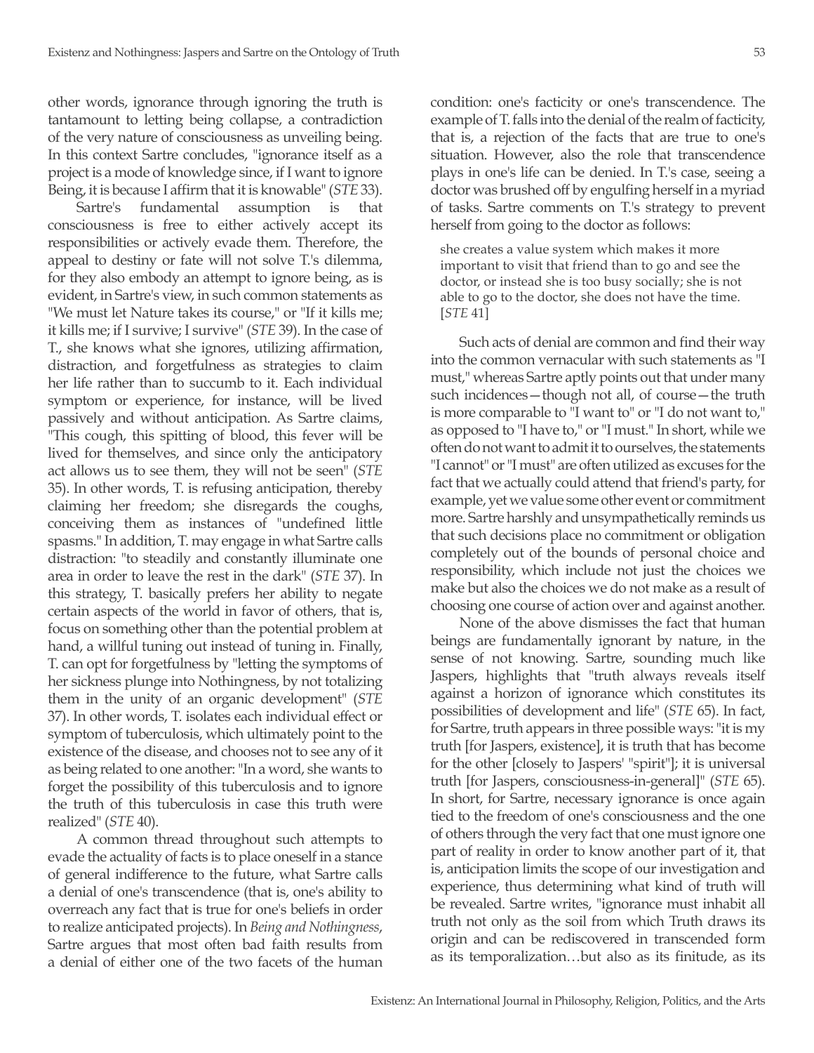other words, ignorance through ignoring the truth is tantamount to letting being collapse, a contradiction of the very nature of consciousness as unveiling being. In this context Sartre concludes, "ignorance itself as a project is a mode of knowledge since, if I want to ignore Being, it is because I affirm that it is knowable" (*STE* 33).

Sartre's fundamental assumption is that consciousness is free to either actively accept its responsibilities or actively evade them. Therefore, the appeal to destiny or fate will not solve T.'s dilemma, for they also embody an attempt to ignore being, as is evident, in Sartre's view, in such common statements as "We must let Nature takes its course," or "If it kills me; it kills me; if I survive; I survive" (*STE* 39). In the case of T., she knows what she ignores, utilizing affirmation, distraction, and forgetfulness as strategies to claim her life rather than to succumb to it. Each individual symptom or experience, for instance, will be lived passively and without anticipation. As Sartre claims, "This cough, this spitting of blood, this fever will be lived for themselves, and since only the anticipatory act allows us to see them, they will not be seen" (*STE* 35). In other words, T. is refusing anticipation, thereby claiming her freedom; she disregards the coughs, conceiving them as instances of "undefined little spasms." In addition, T. may engage in what Sartre calls distraction: "to steadily and constantly illuminate one area in order to leave the rest in the dark" (*STE* 37). In this strategy, T. basically prefers her ability to negate certain aspects of the world in favor of others, that is, focus on something other than the potential problem at hand, a willful tuning out instead of tuning in. Finally, T. can opt for forgetfulness by "letting the symptoms of her sickness plunge into Nothingness, by not totalizing them in the unity of an organic development" (*STE* 37). In other words, T. isolates each individual effect or symptom of tuberculosis, which ultimately point to the existence of the disease, and chooses not to see any of it as being related to one another: "In a word, she wants to forget the possibility of this tuberculosis and to ignore the truth of this tuberculosis in case this truth were realized" (*STE* 40).

A common thread throughout such attempts to evade the actuality of facts is to place oneself in a stance of general indifference to the future, what Sartre calls a denial of one's transcendence (that is, one's ability to overreach any fact that is true for one's beliefs in order to realize anticipated projects). In *Being and Nothingness*, Sartre argues that most often bad faith results from a denial of either one of the two facets of the human condition: one's facticity or one's transcendence. The example of T. falls into the denial of the realm of facticity, that is, a rejection of the facts that are true to one's situation. However, also the role that transcendence plays in one's life can be denied. In T.'s case, seeing a doctor was brushed off by engulfing herself in a myriad of tasks. Sartre comments on T.'s strategy to prevent herself from going to the doctor as follows:

> she creates a value system which makes it more important to visit that friend than to go and see the doctor, or instead she is too busy socially; she is not able to go to the doctor, she does not have the time. [*STE* 41]

Such acts of denial are common and find their way into the common vernacular with such statements as "I must," whereas Sartre aptly points out that under many such incidences—though not all, of course—the truth is more comparable to "I want to" or "I do not want to," as opposed to "I have to," or "I must." In short, while we often do not want to admit it to ourselves, the statements "I cannot" or "I must" are often utilized as excuses for the fact that we actually could attend that friend's party, for example, yet we value some other event or commitment more. Sartre harshly and unsympathetically reminds us that such decisions place no commitment or obligation completely out of the bounds of personal choice and responsibility, which include not just the choices we make but also the choices we do not make as a result of choosing one course of action over and against another.

None of the above dismisses the fact that human beings are fundamentally ignorant by nature, in the sense of not knowing. Sartre, sounding much like Jaspers, highlights that "truth always reveals itself against a horizon of ignorance which constitutes its possibilities of development and life" (*STE* 65). In fact, for Sartre, truth appears in three possible ways: "it is my truth [for Jaspers, existence], it is truth that has become for the other [closely to Jaspers' "spirit"]; it is universal truth [for Jaspers, consciousness-in-general]" (*STE* 65). In short, for Sartre, necessary ignorance is once again tied to the freedom of one's consciousness and the one of others through the very fact that one must ignore one part of reality in order to know another part of it, that is, anticipation limits the scope of our investigation and experience, thus determining what kind of truth will be revealed. Sartre writes, "ignorance must inhabit all truth not only as the soil from which Truth draws its origin and can be rediscovered in transcended form as its temporalization…but also as its finitude, as its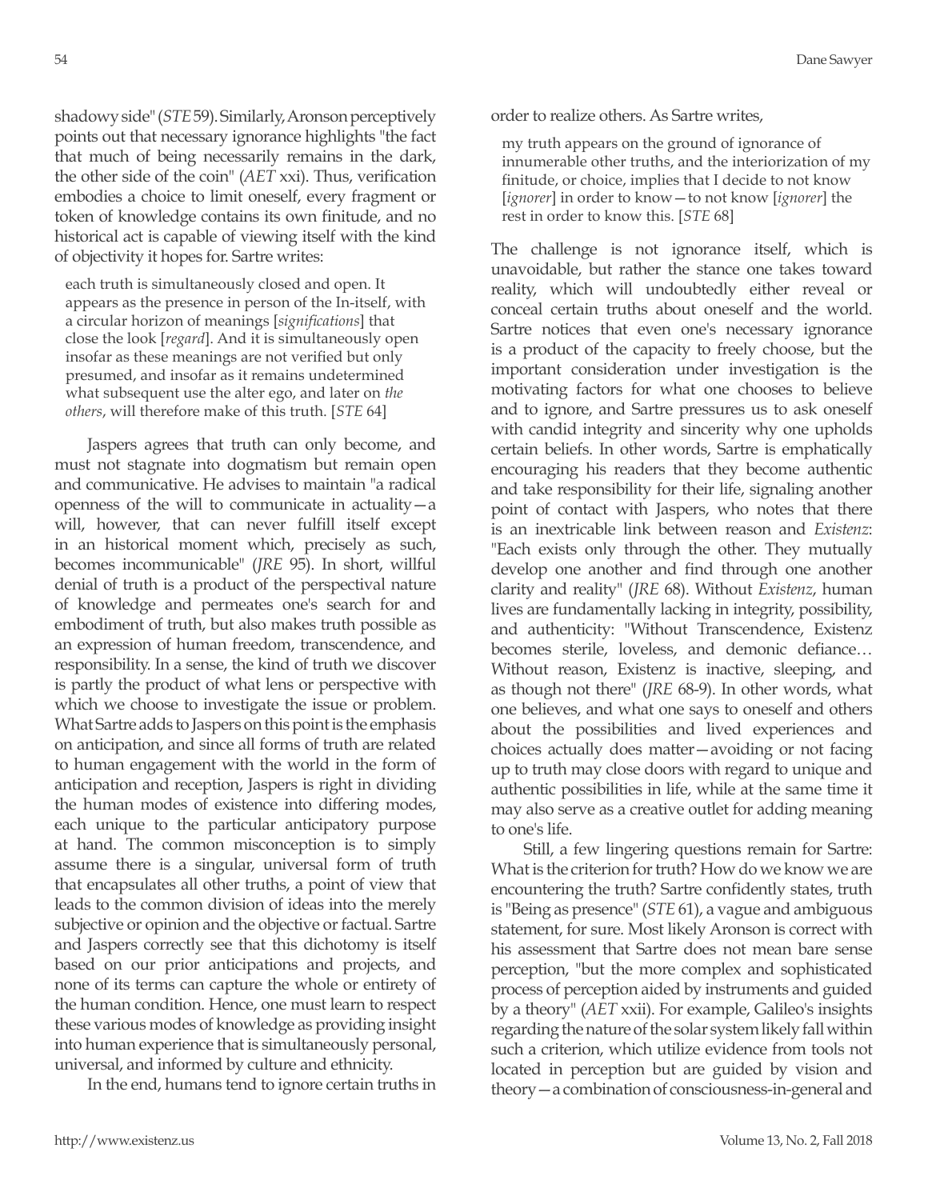shadowy side" (*STE* 59). Similarly, Aronson perceptively points out that necessary ignorance highlights "the fact that much of being necessarily remains in the dark, the other side of the coin" (*AET* xxi). Thus, verification embodies a choice to limit oneself, every fragment or token of knowledge contains its own finitude, and no historical act is capable of viewing itself with the kind of objectivity it hopes for. Sartre writes:

> each truth is simultaneously closed and open. It appears as the presence in person of the In-itself, with a circular horizon of meanings [*significations*] that close the look [*regard*]. And it is simultaneously open insofar as these meanings are not verified but only presumed, and insofar as it remains undetermined what subsequent use the alter ego, and later on *the others*, will therefore make of this truth. [*STE* 64]

Jaspers agrees that truth can only become, and must not stagnate into dogmatism but remain open and communicative. He advises to maintain "a radical openness of the will to communicate in actuality—a will, however, that can never fulfill itself except in an historical moment which, precisely as such, becomes incommunicable" (*JRE* 95). In short, willful denial of truth is a product of the perspectival nature of knowledge and permeates one's search for and embodiment of truth, but also makes truth possible as an expression of human freedom, transcendence, and responsibility. In a sense, the kind of truth we discover is partly the product of what lens or perspective with which we choose to investigate the issue or problem. What Sartre adds to Jaspers on this point is the emphasis on anticipation, and since all forms of truth are related to human engagement with the world in the form of anticipation and reception, Jaspers is right in dividing the human modes of existence into differing modes, each unique to the particular anticipatory purpose at hand. The common misconception is to simply assume there is a singular, universal form of truth that encapsulates all other truths, a point of view that leads to the common division of ideas into the merely subjective or opinion and the objective or factual. Sartre and Jaspers correctly see that this dichotomy is itself based on our prior anticipations and projects, and none of its terms can capture the whole or entirety of the human condition. Hence, one must learn to respect these various modes of knowledge as providing insight into human experience that is simultaneously personal, universal, and informed by culture and ethnicity.

In the end, humans tend to ignore certain truths in order to realize others. As Sartre writes,

> my truth appears on the ground of ignorance of innumerable other truths, and the interiorization of my finitude, or choice, implies that I decide to not know [*ignorer*] in order to know—to not know [*ignorer*] the rest in order to know this. [*STE* 68]

The challenge is not ignorance itself, which is unavoidable, but rather the stance one takes toward reality, which will undoubtedly either reveal or conceal certain truths about oneself and the world. Sartre notices that even one's necessary ignorance is a product of the capacity to freely choose, but the important consideration under investigation is the motivating factors for what one chooses to believe and to ignore, and Sartre pressures us to ask oneself with candid integrity and sincerity why one upholds certain beliefs. In other words, Sartre is emphatically encouraging his readers that they become authentic and take responsibility for their life, signaling another point of contact with Jaspers, who notes that there is an inextricable link between reason and *Existenz*: "Each exists only through the other. They mutually develop one another and find through one another clarity and reality" (*JRE* 68). Without *Existenz*, human lives are fundamentally lacking in integrity, possibility, and authenticity: "Without Transcendence, Existenz becomes sterile, loveless, and demonic defiance… Without reason, Existenz is inactive, sleeping, and as though not there" (*JRE* 68-9). In other words, what one believes, and what one says to oneself and others about the possibilities and lived experiences and choices actually does matter—avoiding or not facing up to truth may close doors with regard to unique and authentic possibilities in life, while at the same time it may also serve as a creative outlet for adding meaning to one's life.

Still, a few lingering questions remain for Sartre: What is the criterion for truth? How do we know we are encountering the truth? Sartre confidently states, truth is "Being as presence" (*STE* 61), a vague and ambiguous statement, for sure. Most likely Aronson is correct with his assessment that Sartre does not mean bare sense perception, "but the more complex and sophisticated process of perception aided by instruments and guided by a theory" (*AET* xxii). For example, Galileo's insights regarding the nature of the solar system likely fall within such a criterion, which utilize evidence from tools not located in perception but are guided by vision and theory—a combination of consciousness-in-general and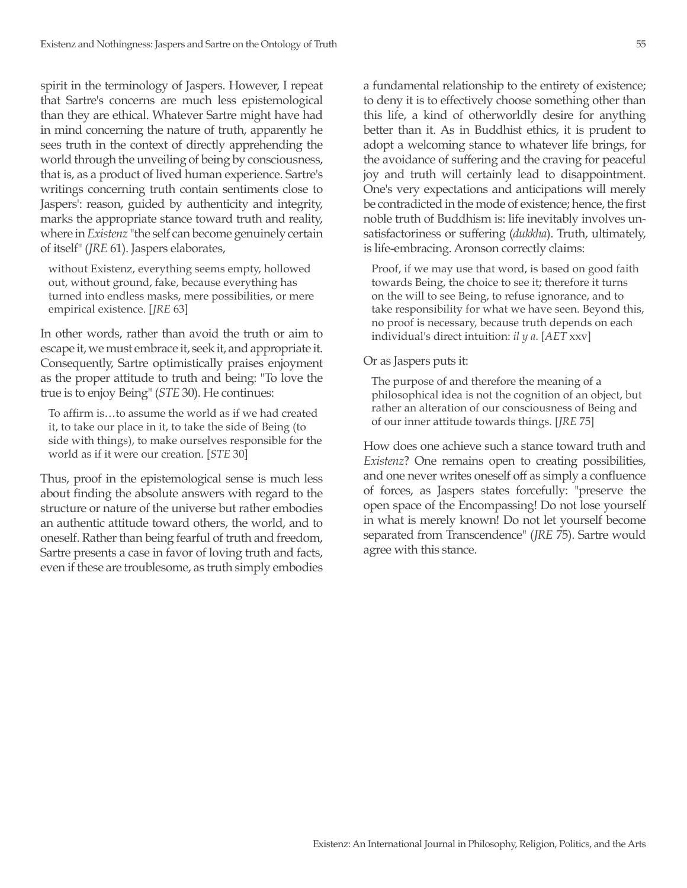spirit in the terminology of Jaspers. However, I repeat that Sartre's concerns are much less epistemological than they are ethical. Whatever Sartre might have had in mind concerning the nature of truth, apparently he sees truth in the context of directly apprehending the world through the unveiling of being by consciousness, that is, as a product of lived human experience. Sartre's writings concerning truth contain sentiments close to Jaspers': reason, guided by authenticity and integrity, marks the appropriate stance toward truth and reality, where in *Existenz* "the self can become genuinely certain of itself" (*JRE* 61). Jaspers elaborates,

> without Existenz, everything seems empty, hollowed out, without ground, fake, because everything has turned into endless masks, mere possibilities, or mere empirical existence. [*JRE* 63]

In other words, rather than avoid the truth or aim to escape it, we must embrace it, seek it, and appropriate it. Consequently, Sartre optimistically praises enjoyment as the proper attitude to truth and being: "To love the true is to enjoy Being" (*STE* 30). He continues:

> To affirm is…to assume the world as if we had created it, to take our place in it, to take the side of Being (to side with things), to make ourselves responsible for the world as if it were our creation. [*STE* 30]

Thus, proof in the epistemological sense is much less about finding the absolute answers with regard to the structure or nature of the universe but rather embodies an authentic attitude toward others, the world, and to oneself. Rather than being fearful of truth and freedom, Sartre presents a case in favor of loving truth and facts, even if these are troublesome, as truth simply embodies a fundamental relationship to the entirety of existence; to deny it is to effectively choose something other than this life, a kind of otherworldly desire for anything better than it. As in Buddhist ethics, it is prudent to adopt a welcoming stance to whatever life brings, for the avoidance of suffering and the craving for peaceful joy and truth will certainly lead to disappointment. One's very expectations and anticipations will merely be contradicted in the mode of existence; hence, the first noble truth of Buddhism is: life inevitably involves unsatisfactoriness or suffering (*dukkha*). Truth, ultimately, is life-embracing. Aronson correctly claims:

> Proof, if we may use that word, is based on good faith towards Being, the choice to see it; therefore it turns on the will to see Being, to refuse ignorance, and to take responsibility for what we have seen. Beyond this, no proof is necessary, because truth depends on each individual's direct intuition: *il y a*. [*AET* xxv]

Or as Jaspers puts it:

> The purpose of and therefore the meaning of a philosophical idea is not the cognition of an object, but rather an alteration of our consciousness of Being and of our inner attitude towards things. [*JRE* 75]

How does one achieve such a stance toward truth and *Existenz*? One remains open to creating possibilities, and one never writes oneself off as simply a confluence of forces, as Jaspers states forcefully: "preserve the open space of the Encompassing! Do not lose yourself in what is merely known! Do not let yourself become separated from Transcendence" (*JRE* 75). Sartre would agree with this stance.